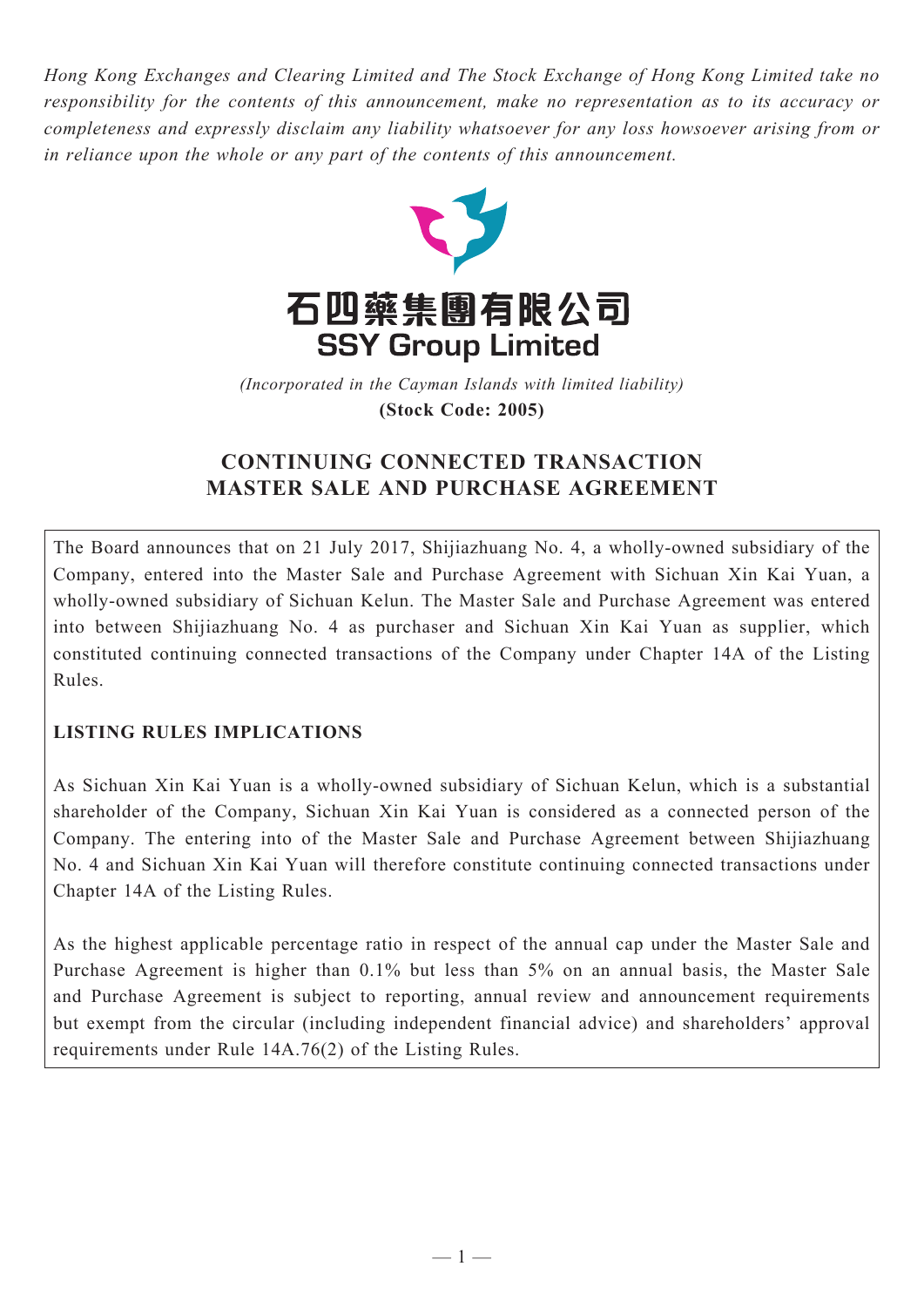*Hong Kong Exchanges and Clearing Limited and The Stock Exchange of Hong Kong Limited take no responsibility for the contents of this announcement, make no representation as to its accuracy or completeness and expressly disclaim any liability whatsoever for any loss howsoever arising from or in reliance upon the whole or any part of the contents of this announcement.*

**石四藥集團有限公司**
**SSY Group Limited**

*(Incorporated in the Cayman Islands with limited liability)*
**(Stock Code: 2005)**

# CONTINUING CONNECTED TRANSACTION
# MASTER SALE AND PURCHASE AGREEMENT

The Board announces that on 21 July 2017, Shijiazhuang No. 4, a wholly-owned subsidiary of the Company, entered into the Master Sale and Purchase Agreement with Sichuan Xin Kai Yuan, a wholly-owned subsidiary of Sichuan Kelun. The Master Sale and Purchase Agreement was entered into between Shijiazhuang No. 4 as purchaser and Sichuan Xin Kai Yuan as supplier, which constituted continuing connected transactions of the Company under Chapter 14A of the Listing Rules.

**LISTING RULES IMPLICATIONS**

As Sichuan Xin Kai Yuan is a wholly-owned subsidiary of Sichuan Kelun, which is a substantial shareholder of the Company, Sichuan Xin Kai Yuan is considered as a connected person of the Company. The entering into of the Master Sale and Purchase Agreement between Shijiazhuang No. 4 and Sichuan Xin Kai Yuan will therefore constitute continuing connected transactions under Chapter 14A of the Listing Rules.

As the highest applicable percentage ratio in respect of the annual cap under the Master Sale and Purchase Agreement is higher than 0.1% but less than 5% on an annual basis, the Master Sale and Purchase Agreement is subject to reporting, annual review and announcement requirements but exempt from the circular (including independent financial advice) and shareholders' approval requirements under Rule 14A.76(2) of the Listing Rules.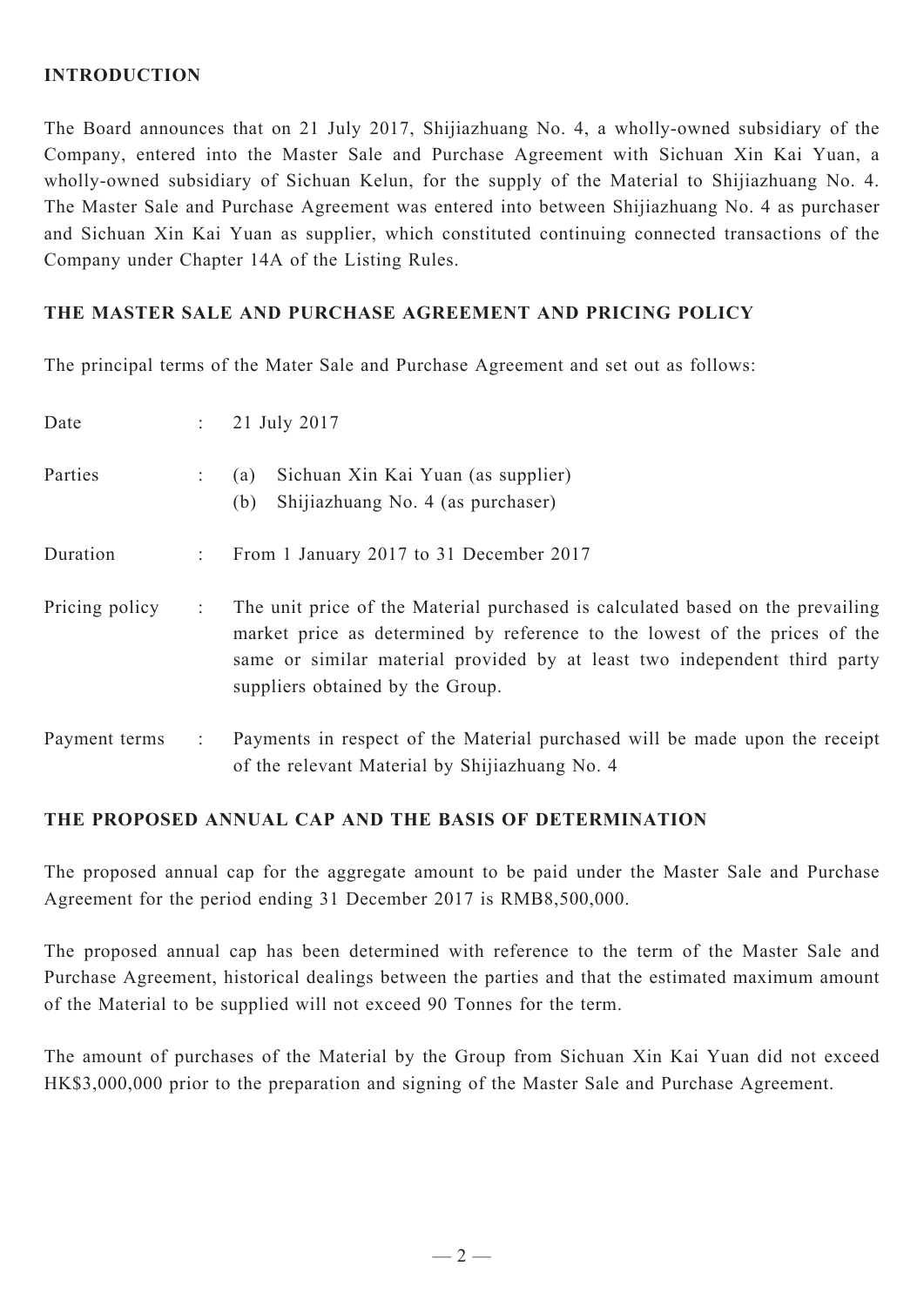## INTRODUCTION

The Board announces that on 21 July 2017, Shijiazhuang No. 4, a wholly-owned subsidiary of the Company, entered into the Master Sale and Purchase Agreement with Sichuan Xin Kai Yuan, a wholly-owned subsidiary of Sichuan Kelun, for the supply of the Material to Shijiazhuang No. 4. The Master Sale and Purchase Agreement was entered into between Shijiazhuang No. 4 as purchaser and Sichuan Xin Kai Yuan as supplier, which constituted continuing connected transactions of the Company under Chapter 14A of the Listing Rules.

## THE MASTER SALE AND PURCHASE AGREEMENT AND PRICING POLICY

The principal terms of the Mater Sale and Purchase Agreement and set out as follows:

| | | |
|---|---|---|
| Date | : | 21 July 2017 |
| Parties | : | (a) Sichuan Xin Kai Yuan (as supplier)<br>(b) Shijiazhuang No. 4 (as purchaser) |
| Duration | : | From 1 January 2017 to 31 December 2017 |
| Pricing policy | : | The unit price of the Material purchased is calculated based on the prevailing market price as determined by reference to the lowest of the prices of the same or similar material provided by at least two independent third party suppliers obtained by the Group. |
| Payment terms | : | Payments in respect of the Material purchased will be made upon the receipt of the relevant Material by Shijiazhuang No. 4 |

## THE PROPOSED ANNUAL CAP AND THE BASIS OF DETERMINATION

The proposed annual cap for the aggregate amount to be paid under the Master Sale and Purchase Agreement for the period ending 31 December 2017 is RMB8,500,000.

The proposed annual cap has been determined with reference to the term of the Master Sale and Purchase Agreement, historical dealings between the parties and that the estimated maximum amount of the Material to be supplied will not exceed 90 Tonnes for the term.

The amount of purchases of the Material by the Group from Sichuan Xin Kai Yuan did not exceed HK$3,000,000 prior to the preparation and signing of the Master Sale and Purchase Agreement.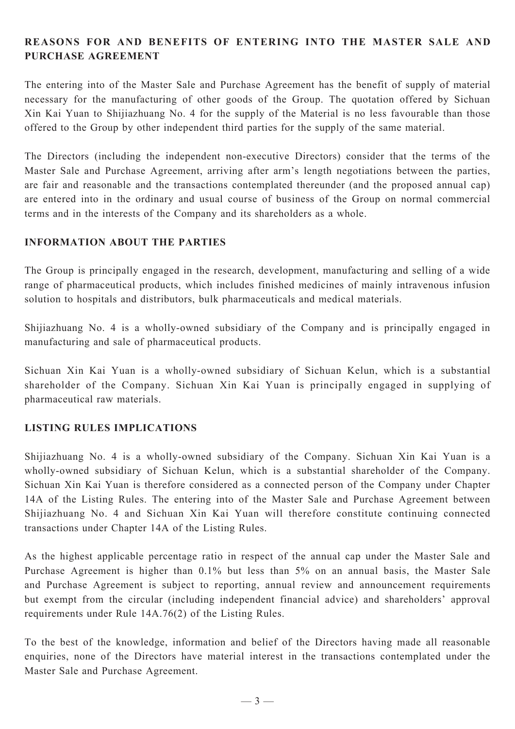## REASONS FOR AND BENEFITS OF ENTERING INTO THE MASTER SALE AND PURCHASE AGREEMENT

The entering into of the Master Sale and Purchase Agreement has the benefit of supply of material necessary for the manufacturing of other goods of the Group. The quotation offered by Sichuan Xin Kai Yuan to Shijiazhuang No. 4 for the supply of the Material is no less favourable than those offered to the Group by other independent third parties for the supply of the same material.

The Directors (including the independent non-executive Directors) consider that the terms of the Master Sale and Purchase Agreement, arriving after arm's length negotiations between the parties, are fair and reasonable and the transactions contemplated thereunder (and the proposed annual cap) are entered into in the ordinary and usual course of business of the Group on normal commercial terms and in the interests of the Company and its shareholders as a whole.

## INFORMATION ABOUT THE PARTIES

The Group is principally engaged in the research, development, manufacturing and selling of a wide range of pharmaceutical products, which includes finished medicines of mainly intravenous infusion solution to hospitals and distributors, bulk pharmaceuticals and medical materials.

Shijiazhuang No. 4 is a wholly-owned subsidiary of the Company and is principally engaged in manufacturing and sale of pharmaceutical products.

Sichuan Xin Kai Yuan is a wholly-owned subsidiary of Sichuan Kelun, which is a substantial shareholder of the Company. Sichuan Xin Kai Yuan is principally engaged in supplying of pharmaceutical raw materials.

## LISTING RULES IMPLICATIONS

Shijiazhuang No. 4 is a wholly-owned subsidiary of the Company. Sichuan Xin Kai Yuan is a wholly-owned subsidiary of Sichuan Kelun, which is a substantial shareholder of the Company. Sichuan Xin Kai Yuan is therefore considered as a connected person of the Company under Chapter 14A of the Listing Rules. The entering into of the Master Sale and Purchase Agreement between Shijiazhuang No. 4 and Sichuan Xin Kai Yuan will therefore constitute continuing connected transactions under Chapter 14A of the Listing Rules.

As the highest applicable percentage ratio in respect of the annual cap under the Master Sale and Purchase Agreement is higher than 0.1% but less than 5% on an annual basis, the Master Sale and Purchase Agreement is subject to reporting, annual review and announcement requirements but exempt from the circular (including independent financial advice) and shareholders' approval requirements under Rule 14A.76(2) of the Listing Rules.

To the best of the knowledge, information and belief of the Directors having made all reasonable enquiries, none of the Directors have material interest in the transactions contemplated under the Master Sale and Purchase Agreement.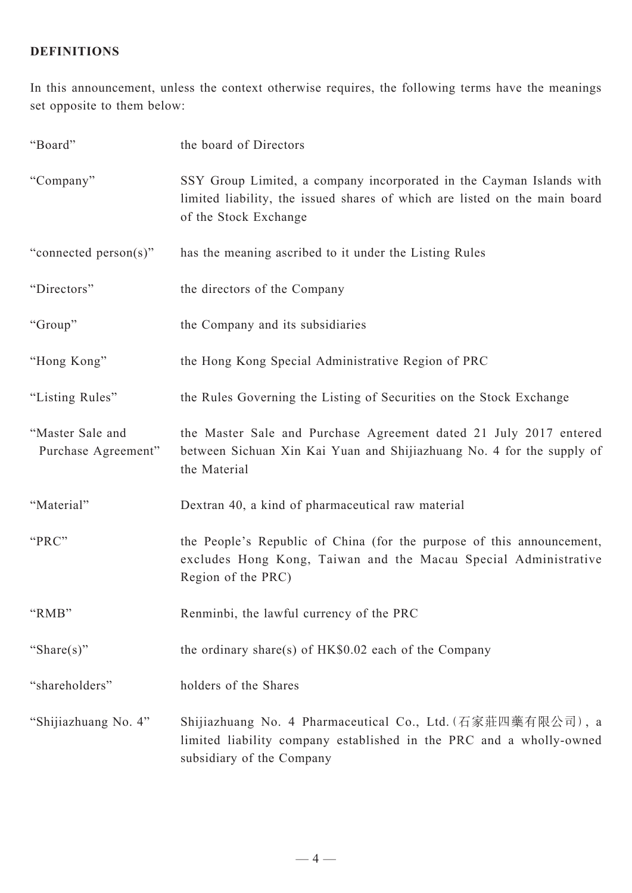## DEFINITIONS

In this announcement, unless the context otherwise requires, the following terms have the meanings set opposite to them below:

| | |
|---|---|
| "Board" | the board of Directors |
| "Company" | SSY Group Limited, a company incorporated in the Cayman Islands with limited liability, the issued shares of which are listed on the main board of the Stock Exchange |
| "connected person(s)" | has the meaning ascribed to it under the Listing Rules |
| "Directors" | the directors of the Company |
| "Group" | the Company and its subsidiaries |
| "Hong Kong" | the Hong Kong Special Administrative Region of PRC |
| "Listing Rules" | the Rules Governing the Listing of Securities on the Stock Exchange |
| "Master Sale and Purchase Agreement" | the Master Sale and Purchase Agreement dated 21 July 2017 entered between Sichuan Xin Kai Yuan and Shijiazhuang No. 4 for the supply of the Material |
| "Material" | Dextran 40, a kind of pharmaceutical raw material |
| "PRC" | the People's Republic of China (for the purpose of this announcement, excludes Hong Kong, Taiwan and the Macau Special Administrative Region of the PRC) |
| "RMB" | Renminbi, the lawful currency of the PRC |
| "Share(s)" | the ordinary share(s) of HK$0.02 each of the Company |
| "shareholders" | holders of the Shares |
| "Shijiazhuang No. 4" | Shijiazhuang No. 4 Pharmaceutical Co., Ltd.(石家莊四藥有限公司), a limited liability company established in the PRC and a wholly-owned subsidiary of the Company |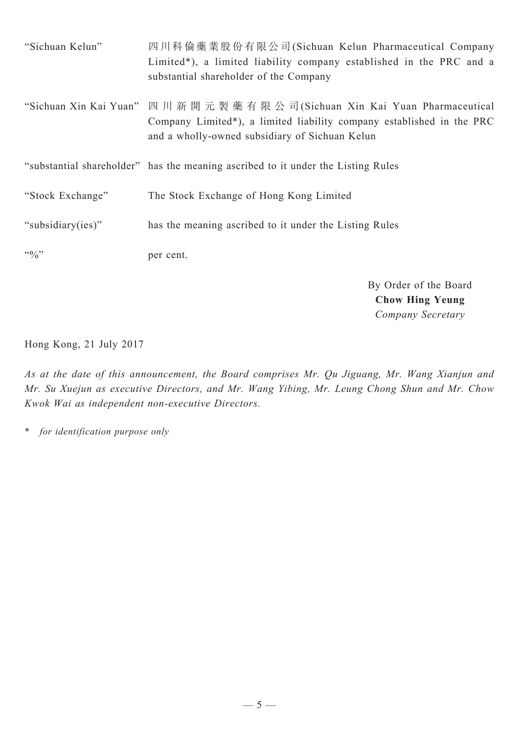| | |
|---|---|
| "Sichuan Kelun" | 四川科倫藥業股份有限公司(Sichuan Kelun Pharmaceutical Company Limited*), a limited liability company established in the PRC and a substantial shareholder of the Company |
| "Sichuan Xin Kai Yuan" | 四川新開元製藥有限公司(Sichuan Xin Kai Yuan Pharmaceutical Company Limited*), a limited liability company established in the PRC and a wholly-owned subsidiary of Sichuan Kelun |
| "substantial shareholder" | has the meaning ascribed to it under the Listing Rules |
| "Stock Exchange" | The Stock Exchange of Hong Kong Limited |
| "subsidiary(ies)" | has the meaning ascribed to it under the Listing Rules |
| "%" | per cent. |

By Order of the Board
**Chow Hing Yeung**
*Company Secretary*

Hong Kong, 21 July 2017

*As at the date of this announcement, the Board comprises Mr. Qu Jiguang, Mr. Wang Xianjun and Mr. Su Xuejun as executive Directors, and Mr. Wang Yibing, Mr. Leung Chong Shun and Mr. Chow Kwok Wai as independent non-executive Directors.*

\* *for identification purpose only*